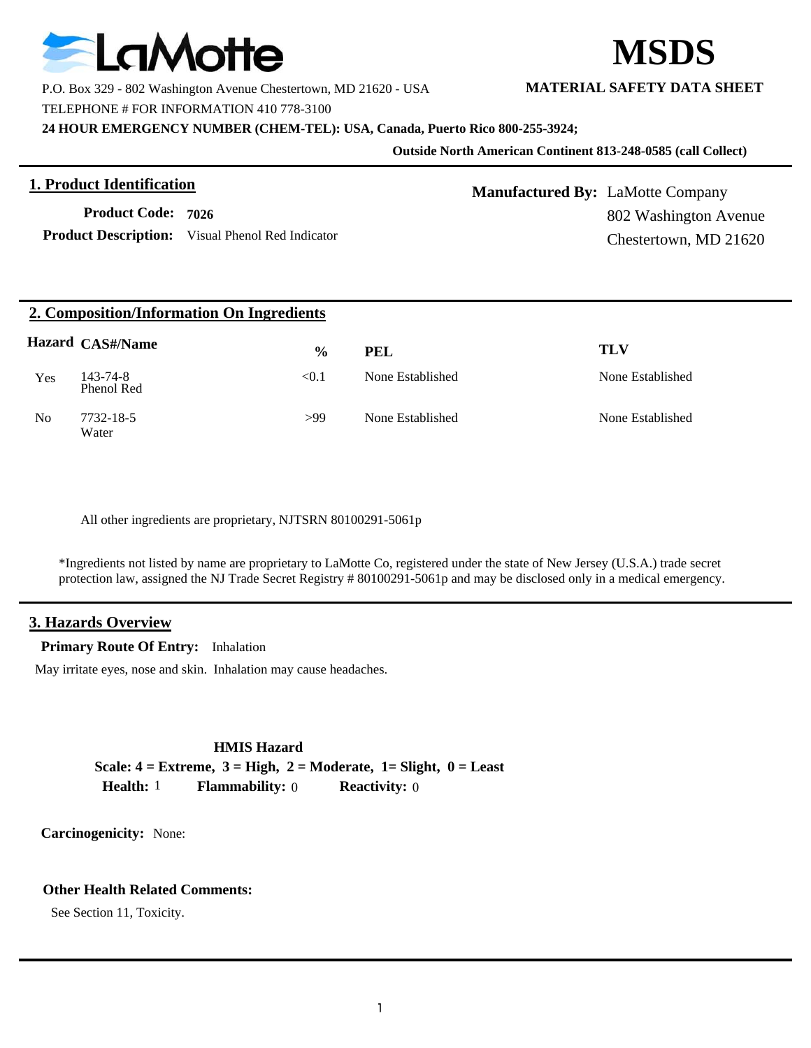LaMotte

# MSDS

**MATERIAL SAFETY DATA SHEET**

P.O. Box 329 - 802 Washington Avenue Chestertown, MD 21620 - USA

TELEPHONE # FOR INFORMATION 410 778-3100

**24 HOUR EMERGENCY NUMBER (CHEM-TEL): USA, Canada, Puerto Rico 800-255-3924;**

**Outside North American Continent 813-248-0585 (call Collect)**

## 1. Product Identification

**Product Code:** **7026**

**Product Description:** Visual Phenol Red Indicator

**Manufactured By:** LaMotte Company
802 Washington Avenue
Chestertown, MD 21620

## 2. Composition/Information On Ingredients

| Hazard | CAS#/Name | % | PEL | TLV |
|---|---|---|---|---|
| Yes | 143-74-8 Phenol Red | <0.1 | None Established | None Established |
| No | 7732-18-5 Water | >99 | None Established | None Established |

All other ingredients are proprietary, NJTSRN 80100291-5061p

*Ingredients not listed by name are proprietary to LaMotte Co, registered under the state of New Jersey (U.S.A.) trade secret protection law, assigned the NJ Trade Secret Registry # 80100291-5061p and may be disclosed only in a medical emergency.

## 3. Hazards Overview

**Primary Route Of Entry:** Inhalation

May irritate eyes, nose and skin. Inhalation may cause headaches.

**HMIS Hazard**

**Scale: 4 = Extreme, 3 = High, 2 = Moderate, 1= Slight, 0 = Least**

**Health:** 1 **Flammability:** 0 **Reactivity:** 0

**Carcinogenicity:** None:

**Other Health Related Comments:**

See Section 11, Toxicity.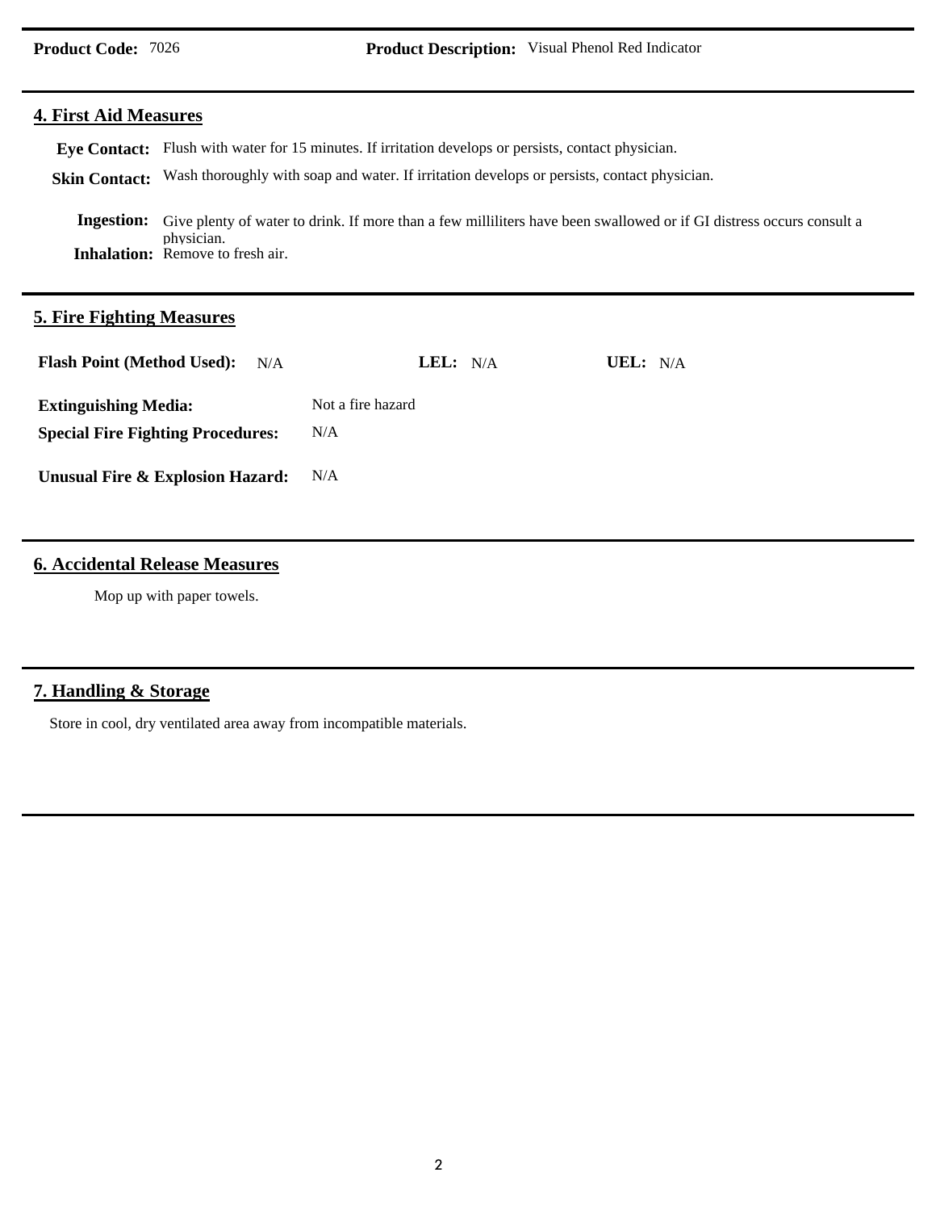**Product Code:** 7026 **Product Description:** Visual Phenol Red Indicator

## 4. First Aid Measures

**Eye Contact:** Flush with water for 15 minutes. If irritation develops or persists, contact physician.

**Skin Contact:** Wash thoroughly with soap and water. If irritation develops or persists, contact physician.

**Ingestion:** Give plenty of water to drink. If more than a few milliliters have been swallowed or if GI distress occurs consult a physician.

**Inhalation:** Remove to fresh air.

## 5. Fire Fighting Measures

**Flash Point (Method Used):** N/A **LEL:** N/A **UEL:** N/A

**Extinguishing Media:** Not a fire hazard

**Special Fire Fighting Procedures:** N/A

**Unusual Fire & Explosion Hazard:** N/A

## 6. Accidental Release Measures

Mop up with paper towels.

## 7. Handling & Storage

Store in cool, dry ventilated area away from incompatible materials.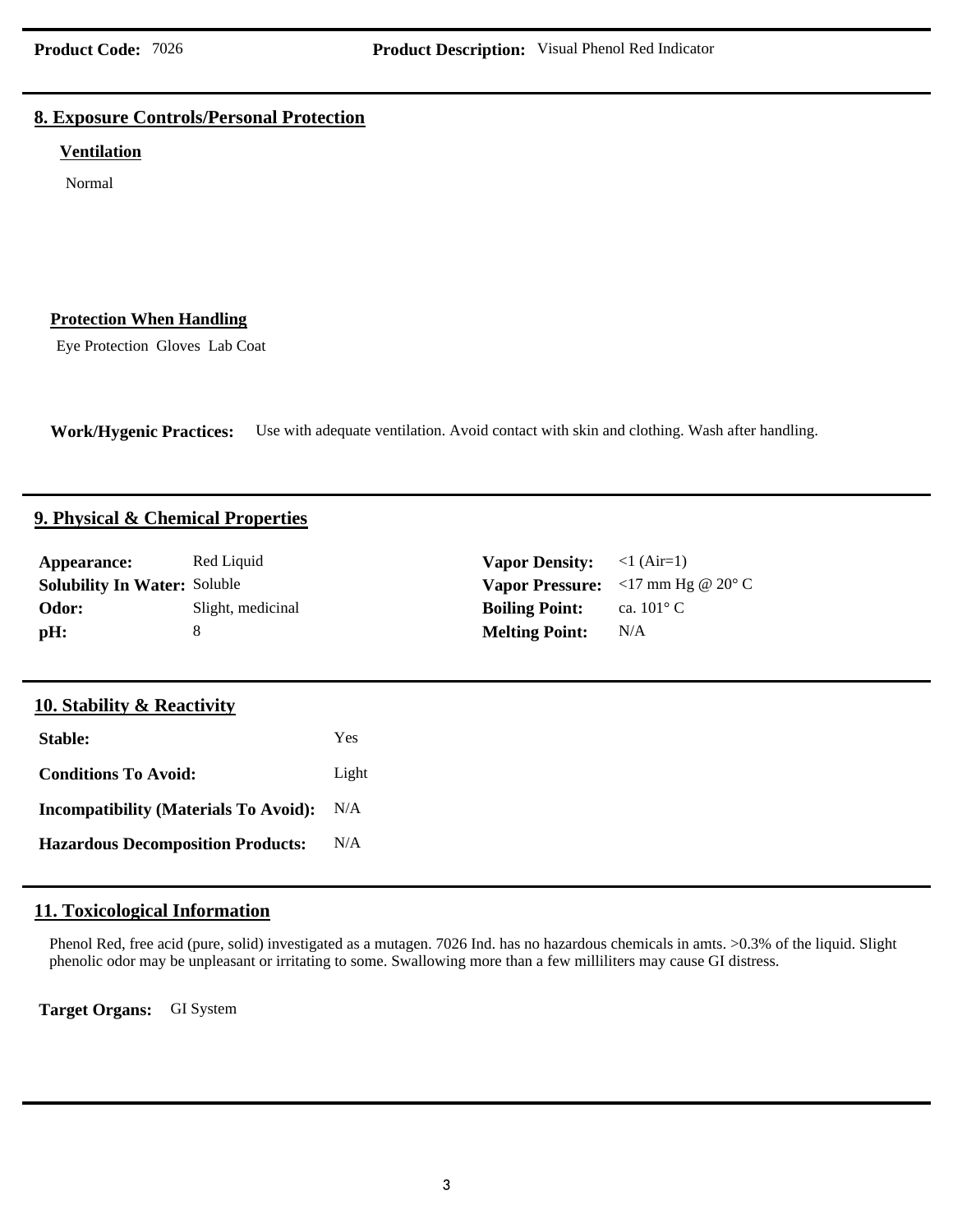**Product Code:** 7026 **Product Description:** Visual Phenol Red Indicator

## 8. Exposure Controls/Personal Protection

### Ventilation

Normal

### Protection When Handling

Eye Protection Gloves Lab Coat

**Work/Hygenic Practices:** Use with adequate ventilation. Avoid contact with skin and clothing. Wash after handling.

## 9. Physical & Chemical Properties

| | | | |
|---|---|---|---|
| **Appearance:** | Red Liquid | **Vapor Density:** | <1 (Air=1) |
| **Solubility In Water:** | Soluble | **Vapor Pressure:** | <17 mm Hg @ 20° C |
| **Odor:** | Slight, medicinal | **Boiling Point:** | ca. 101° C |
| **pH:** | 8 | **Melting Point:** | N/A |

## 10. Stability & Reactivity

**Stable:** Yes

**Conditions To Avoid:** Light

**Incompatibility (Materials To Avoid):** N/A

**Hazardous Decomposition Products:** N/A

## 11. Toxicological Information

Phenol Red, free acid (pure, solid) investigated as a mutagen. 7026 Ind. has no hazardous chemicals in amts. >0.3% of the liquid. Slight phenolic odor may be unpleasant or irritating to some. Swallowing more than a few milliliters may cause GI distress.

**Target Organs:** GI System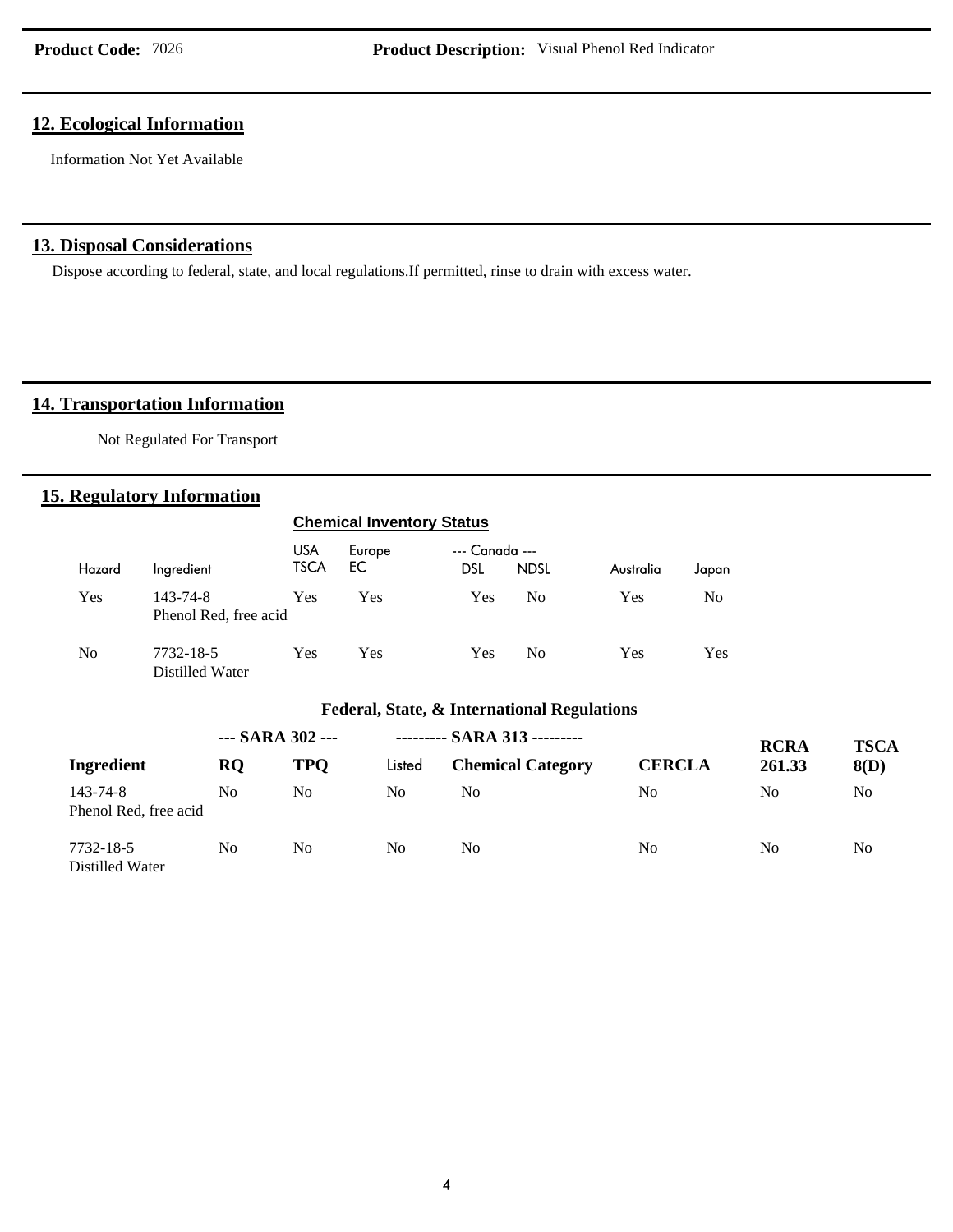**Product Code:** 7026 **Product Description:** Visual Phenol Red Indicator

## 12. Ecological Information

Information Not Yet Available

## 13. Disposal Considerations

Dispose according to federal, state, and local regulations.If permitted, rinse to drain with excess water.

## 14. Transportation Information

Not Regulated For Transport

## 15. Regulatory Information

**Chemical Inventory Status**

| Hazard | Ingredient | USA TSCA | Europe EC | --- Canada --- DSL | NDSL | Australia | Japan |
|---|---|---|---|---|---|---|---|
| Yes | 143-74-8 Phenol Red, free acid | Yes | Yes | Yes | No | Yes | No |
| No | 7732-18-5 Distilled Water | Yes | Yes | Yes | No | Yes | Yes |

**Federal, State, & International Regulations**

| | --- SARA 302 --- | | --------- SARA 313 --------- | | | | |
|---|---|---|---|---|---|---|---|
| **Ingredient** | **RQ** | **TPQ** | Listed | **Chemical Category** | **CERCLA** | **RCRA 261.33** | **TSCA 8(D)** |
| 143-74-8 Phenol Red, free acid | No | No | No | No | No | No | No |
| 7732-18-5 Distilled Water | No | No | No | No | No | No | No |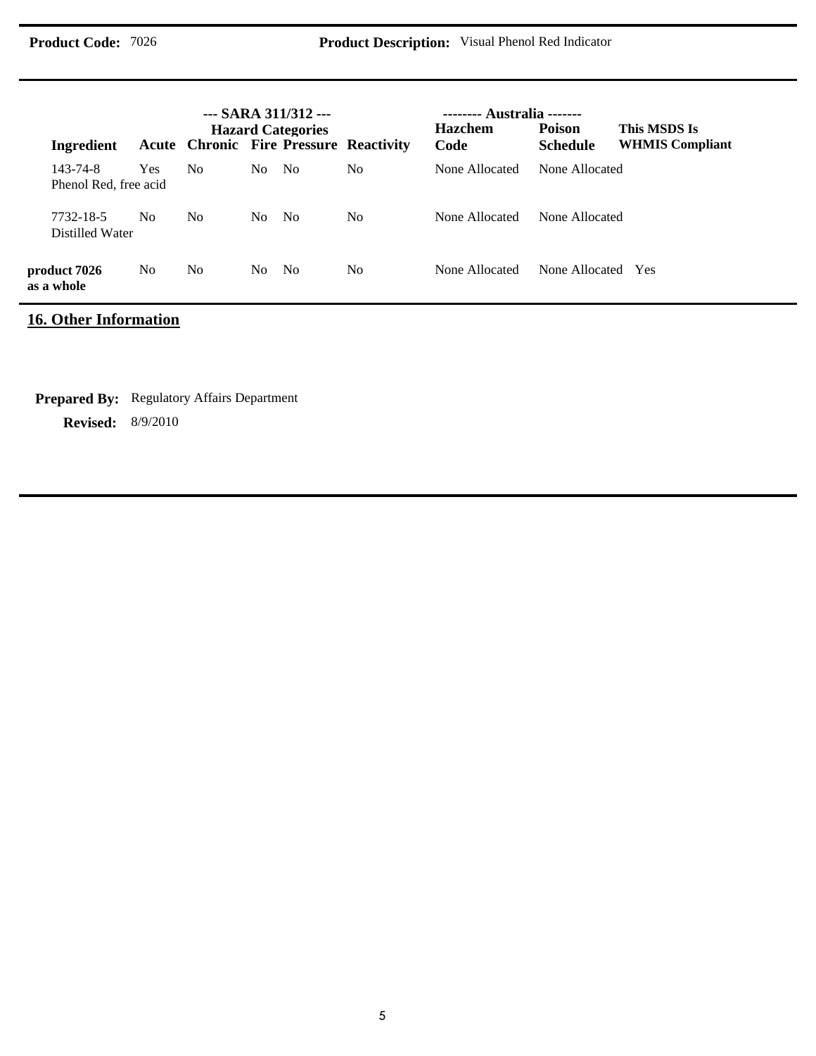**Product Code:** 7026 **Product Description:** Visual Phenol Red Indicator

| | --- SARA 311/312 --- Hazard Categories | | | | | -------- Australia ------- | | |
|---|---|---|---|---|---|---|---|---|
| **Ingredient** | **Acute** | **Chronic** | **Fire** | **Pressure** | **Reactivity** | **Hazchem Code** | **Poison Schedule** | **This MSDS Is WHMIS Compliant** |
| 143-74-8 Phenol Red, free acid | Yes | No | No | No | No | None Allocated | None Allocated | |
| 7732-18-5 Distilled Water | No | No | No | No | No | None Allocated | None Allocated | |
| **product 7026 as a whole** | No | No | No | No | No | None Allocated | None Allocated | Yes |

## 16. Other Information

**Prepared By:** Regulatory Affairs Department

**Revised:** 8/9/2010